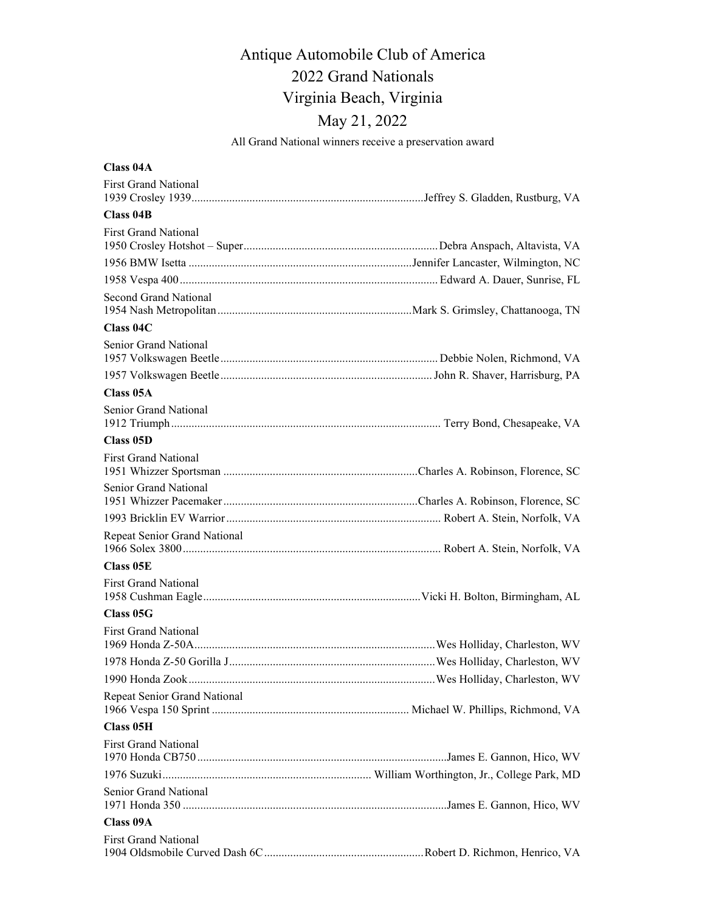# Antique Automobile Club of America
# 2022 Grand Nationals
# Virginia Beach, Virginia
# May 21, 2022

All Grand National winners receive a preservation award

**Class 04A**

First Grand National
1939 Crosley 1939 ........ Jeffrey S. Gladden, Rustburg, VA

**Class 04B**

First Grand National
1950 Crosley Hotshot – Super ........ Debra Anspach, Altavista, VA
1956 BMW Isetta ........ Jennifer Lancaster, Wilmington, NC
1958 Vespa 400 ........ Edward A. Dauer, Sunrise, FL

Second Grand National
1954 Nash Metropolitan ........ Mark S. Grimsley, Chattanooga, TN

**Class 04C**

Senior Grand National
1957 Volkswagen Beetle ........ Debbie Nolen, Richmond, VA
1957 Volkswagen Beetle ........ John R. Shaver, Harrisburg, PA

**Class 05A**

Senior Grand National
1912 Triumph ........ Terry Bond, Chesapeake, VA

**Class 05D**

First Grand National
1951 Whizzer Sportsman ........ Charles A. Robinson, Florence, SC

Senior Grand National
1951 Whizzer Pacemaker ........ Charles A. Robinson, Florence, SC
1993 Bricklin EV Warrior ........ Robert A. Stein, Norfolk, VA

Repeat Senior Grand National
1966 Solex 3800 ........ Robert A. Stein, Norfolk, VA

**Class 05E**

First Grand National
1958 Cushman Eagle ........ Vicki H. Bolton, Birmingham, AL

**Class 05G**

First Grand National
1969 Honda Z-50A ........ Wes Holliday, Charleston, WV
1978 Honda Z-50 Gorilla J ........ Wes Holliday, Charleston, WV
1990 Honda Zook ........ Wes Holliday, Charleston, WV

Repeat Senior Grand National
1966 Vespa 150 Sprint ........ Michael W. Phillips, Richmond, VA

**Class 05H**

First Grand National
1970 Honda CB750 ........ James E. Gannon, Hico, WV
1976 Suzuki ........ William Worthington, Jr., College Park, MD

Senior Grand National
1971 Honda 350 ........ James E. Gannon, Hico, WV

**Class 09A**

First Grand National
1904 Oldsmobile Curved Dash 6C ........ Robert D. Richmon, Henrico, VA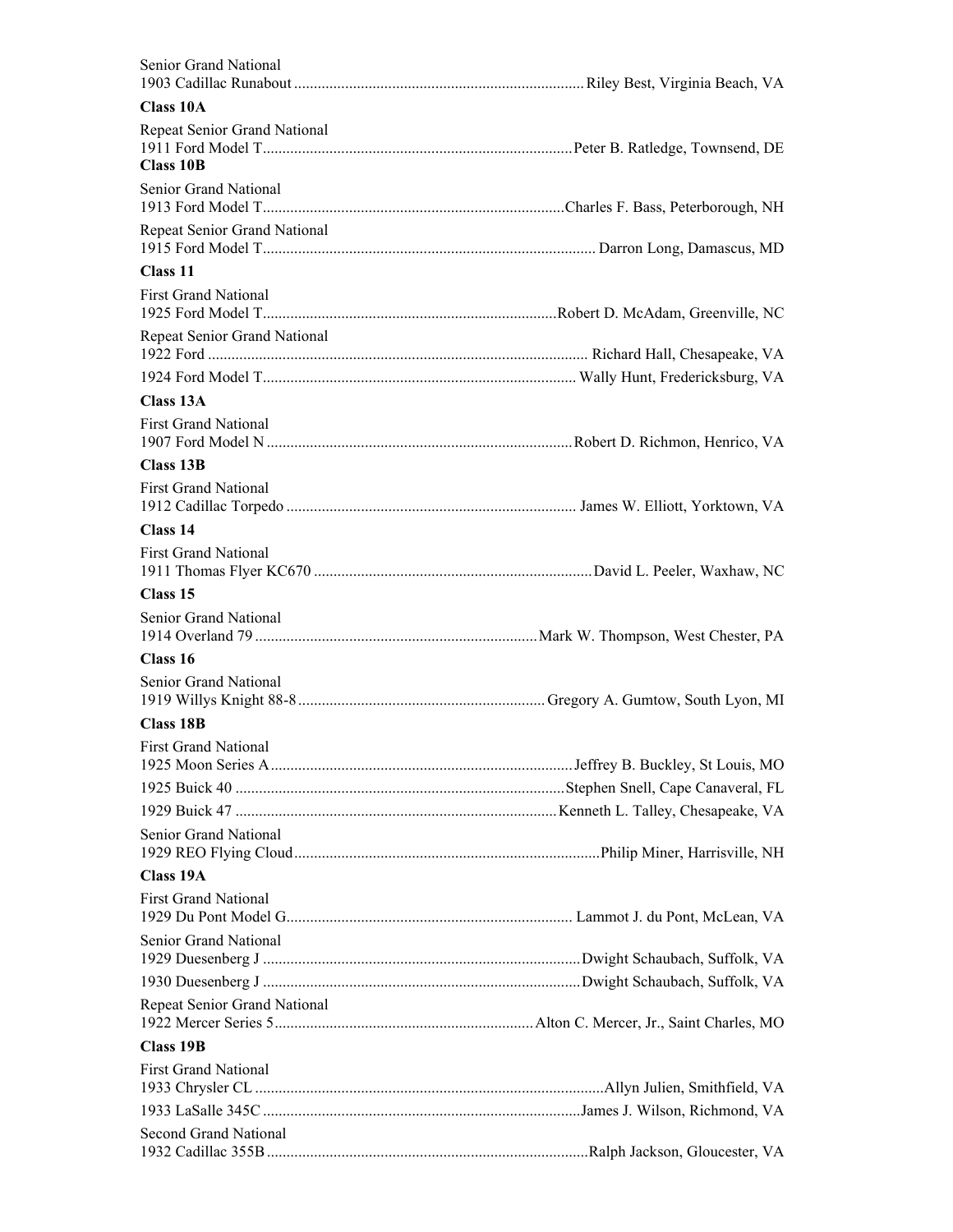Senior Grand National

1903 Cadillac Runabout .......... Riley Best, Virginia Beach, VA

**Class 10A**

Repeat Senior Grand National

1911 Ford Model T .......... Peter B. Ratledge, Townsend, DE

**Class 10B**

Senior Grand National

1913 Ford Model T .......... Charles F. Bass, Peterborough, NH

Repeat Senior Grand National

1915 Ford Model T .......... Darron Long, Damascus, MD

**Class 11**

First Grand National

1925 Ford Model T .......... Robert D. McAdam, Greenville, NC

Repeat Senior Grand National

1922 Ford .......... Richard Hall, Chesapeake, VA

1924 Ford Model T .......... Wally Hunt, Fredericksburg, VA

**Class 13A**

First Grand National

1907 Ford Model N .......... Robert D. Richmon, Henrico, VA

**Class 13B**

First Grand National

1912 Cadillac Torpedo .......... James W. Elliott, Yorktown, VA

**Class 14**

First Grand National

1911 Thomas Flyer KC670 .......... David L. Peeler, Waxhaw, NC

**Class 15**

Senior Grand National

1914 Overland 79 .......... Mark W. Thompson, West Chester, PA

**Class 16**

Senior Grand National

1919 Willys Knight 88-8 .......... Gregory A. Gumtow, South Lyon, MI

**Class 18B**

First Grand National

1925 Moon Series A .......... Jeffrey B. Buckley, St Louis, MO

1925 Buick 40 .......... Stephen Snell, Cape Canaveral, FL

1929 Buick 47 .......... Kenneth L. Talley, Chesapeake, VA

Senior Grand National

1929 REO Flying Cloud .......... Philip Miner, Harrisville, NH

**Class 19A**

First Grand National

1929 Du Pont Model G .......... Lammot J. du Pont, McLean, VA

Senior Grand National

1929 Duesenberg J .......... Dwight Schaubach, Suffolk, VA

1930 Duesenberg J .......... Dwight Schaubach, Suffolk, VA

Repeat Senior Grand National

1922 Mercer Series 5 .......... Alton C. Mercer, Jr., Saint Charles, MO

**Class 19B**

First Grand National

1933 Chrysler CL .......... Allyn Julien, Smithfield, VA

1933 LaSalle 345C .......... James J. Wilson, Richmond, VA

Second Grand National

1932 Cadillac 355B .......... Ralph Jackson, Gloucester, VA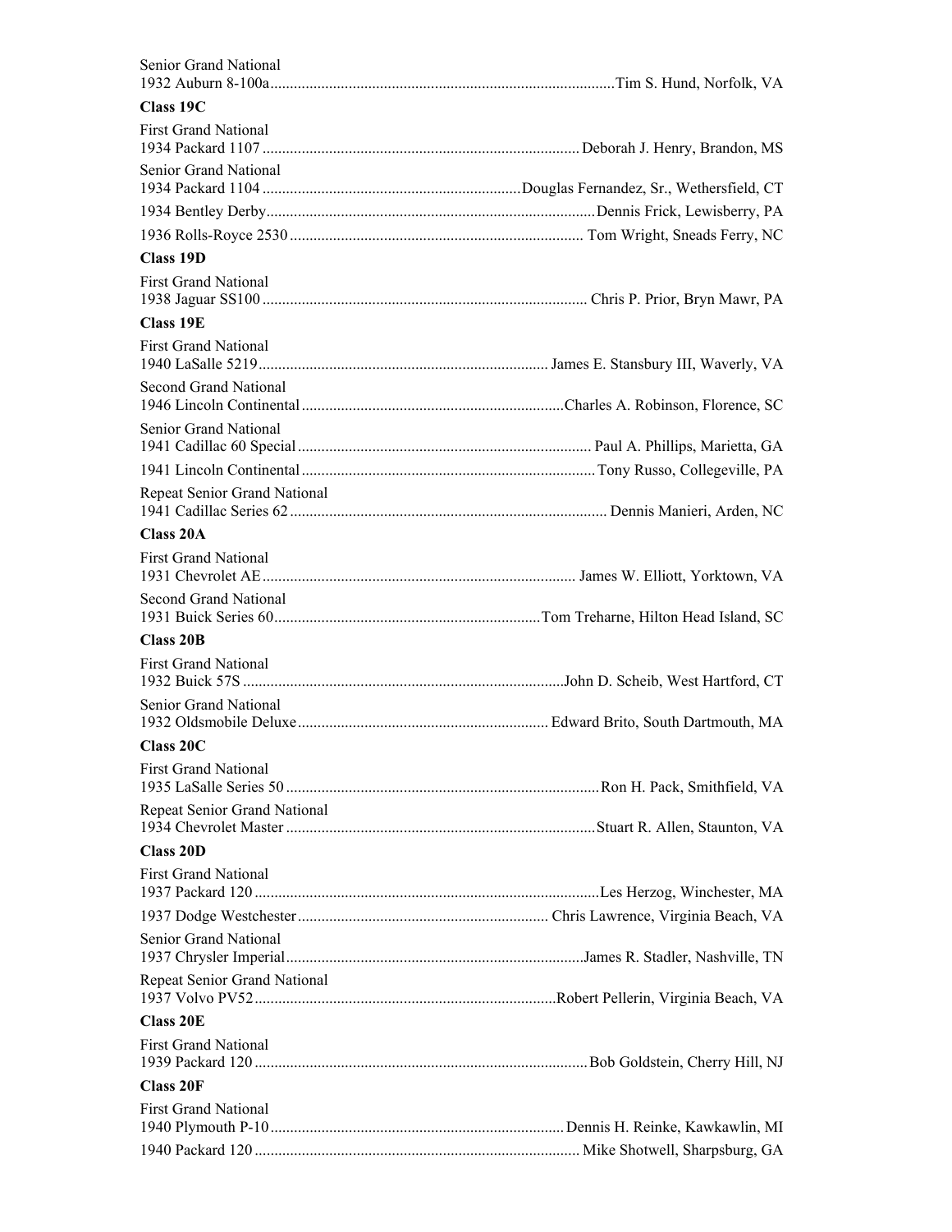Senior Grand National
1932 Auburn 8-100a ........ Tim S. Hund, Norfolk, VA

**Class 19C**

First Grand National
1934 Packard 1107 ........ Deborah J. Henry, Brandon, MS

Senior Grand National
1934 Packard 1104 ........ Douglas Fernandez, Sr., Wethersfield, CT
1934 Bentley Derby ........ Dennis Frick, Lewisberry, PA
1936 Rolls-Royce 2530 ........ Tom Wright, Sneads Ferry, NC

**Class 19D**

First Grand National
1938 Jaguar SS100 ........ Chris P. Prior, Bryn Mawr, PA

**Class 19E**

First Grand National
1940 LaSalle 5219 ........ James E. Stansbury III, Waverly, VA

Second Grand National
1946 Lincoln Continental ........ Charles A. Robinson, Florence, SC

Senior Grand National
1941 Cadillac 60 Special ........ Paul A. Phillips, Marietta, GA
1941 Lincoln Continental ........ Tony Russo, Collegeville, PA

Repeat Senior Grand National
1941 Cadillac Series 62 ........ Dennis Manieri, Arden, NC

**Class 20A**

First Grand National
1931 Chevrolet AE ........ James W. Elliott, Yorktown, VA

Second Grand National
1931 Buick Series 60 ........ Tom Treharne, Hilton Head Island, SC

**Class 20B**

First Grand National
1932 Buick 57S ........ John D. Scheib, West Hartford, CT

Senior Grand National
1932 Oldsmobile Deluxe ........ Edward Brito, South Dartmouth, MA

**Class 20C**

First Grand National
1935 LaSalle Series 50 ........ Ron H. Pack, Smithfield, VA

Repeat Senior Grand National
1934 Chevrolet Master ........ Stuart R. Allen, Staunton, VA

**Class 20D**

First Grand National
1937 Packard 120 ........ Les Herzog, Winchester, MA
1937 Dodge Westchester ........ Chris Lawrence, Virginia Beach, VA

Senior Grand National
1937 Chrysler Imperial ........ James R. Stadler, Nashville, TN

Repeat Senior Grand National
1937 Volvo PV52 ........ Robert Pellerin, Virginia Beach, VA

**Class 20E**

First Grand National
1939 Packard 120 ........ Bob Goldstein, Cherry Hill, NJ

**Class 20F**

First Grand National
1940 Plymouth P-10 ........ Dennis H. Reinke, Kawkawlin, MI
1940 Packard 120 ........ Mike Shotwell, Sharpsburg, GA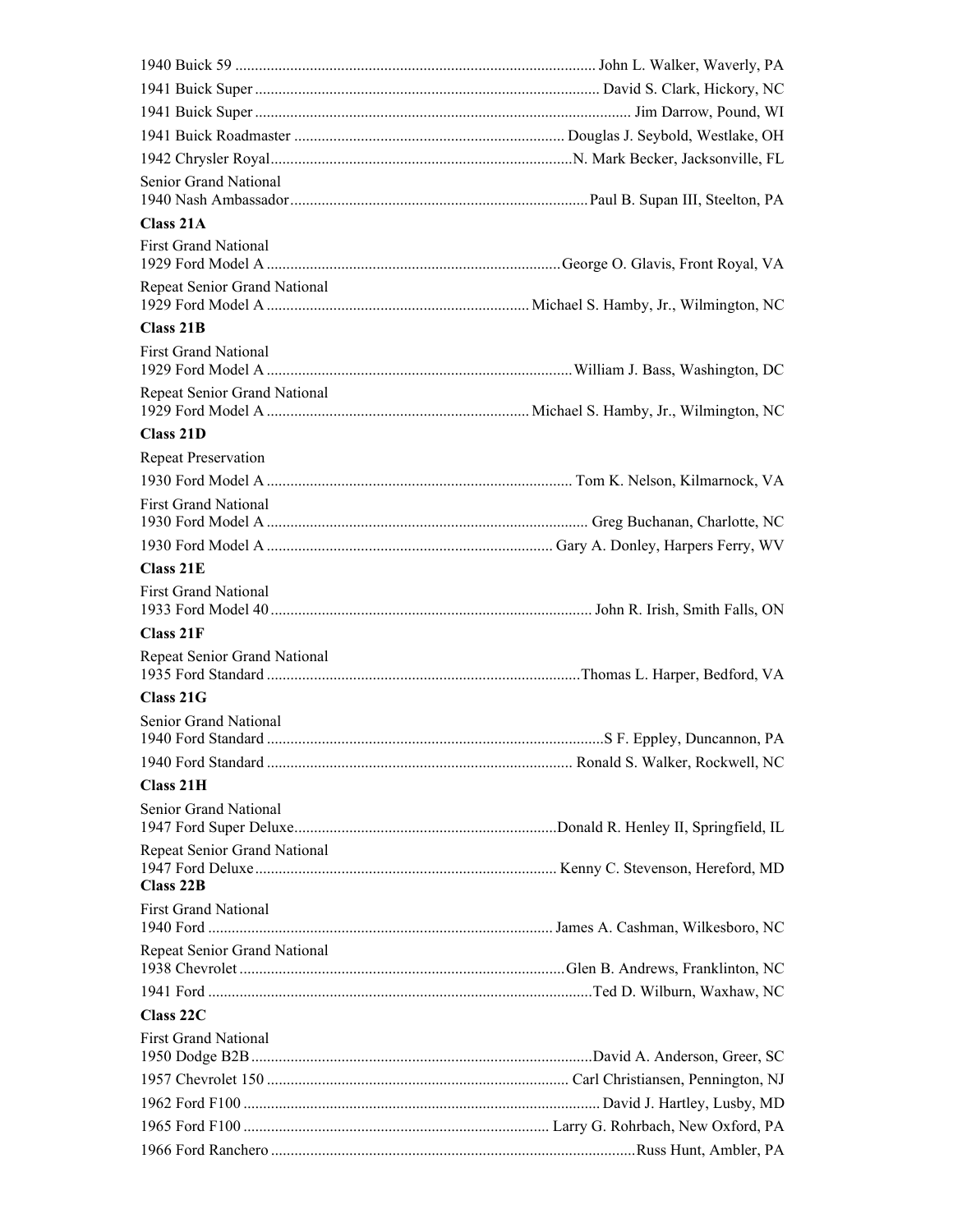1940 Buick 59 .......... John L. Walker, Waverly, PA

1941 Buick Super .......... David S. Clark, Hickory, NC

1941 Buick Super .......... Jim Darrow, Pound, WI

1941 Buick Roadmaster .......... Douglas J. Seybold, Westlake, OH

1942 Chrysler Royal .......... N. Mark Becker, Jacksonville, FL

Senior Grand National

1940 Nash Ambassador .......... Paul B. Supan III, Steelton, PA

**Class 21A**

First Grand National

1929 Ford Model A .......... George O. Glavis, Front Royal, VA

Repeat Senior Grand National

1929 Ford Model A .......... Michael S. Hamby, Jr., Wilmington, NC

**Class 21B**

First Grand National

1929 Ford Model A .......... William J. Bass, Washington, DC

Repeat Senior Grand National

1929 Ford Model A .......... Michael S. Hamby, Jr., Wilmington, NC

**Class 21D**

Repeat Preservation

1930 Ford Model A .......... Tom K. Nelson, Kilmarnock, VA

First Grand National

1930 Ford Model A .......... Greg Buchanan, Charlotte, NC

1930 Ford Model A .......... Gary A. Donley, Harpers Ferry, WV

**Class 21E**

First Grand National

1933 Ford Model 40 .......... John R. Irish, Smith Falls, ON

**Class 21F**

Repeat Senior Grand National

1935 Ford Standard .......... Thomas L. Harper, Bedford, VA

**Class 21G**

Senior Grand National

1940 Ford Standard .......... S F. Eppley, Duncannon, PA

1940 Ford Standard .......... Ronald S. Walker, Rockwell, NC

**Class 21H**

Senior Grand National

1947 Ford Super Deluxe .......... Donald R. Henley II, Springfield, IL

Repeat Senior Grand National

1947 Ford Deluxe .......... Kenny C. Stevenson, Hereford, MD

**Class 22B**

First Grand National

1940 Ford .......... James A. Cashman, Wilkesboro, NC

Repeat Senior Grand National

1938 Chevrolet .......... Glen B. Andrews, Franklinton, NC

1941 Ford .......... Ted D. Wilburn, Waxhaw, NC

**Class 22C**

First Grand National

1950 Dodge B2B .......... David A. Anderson, Greer, SC

1957 Chevrolet 150 .......... Carl Christiansen, Pennington, NJ

1962 Ford F100 .......... David J. Hartley, Lusby, MD

1965 Ford F100 .......... Larry G. Rohrbach, New Oxford, PA

1966 Ford Ranchero .......... Russ Hunt, Ambler, PA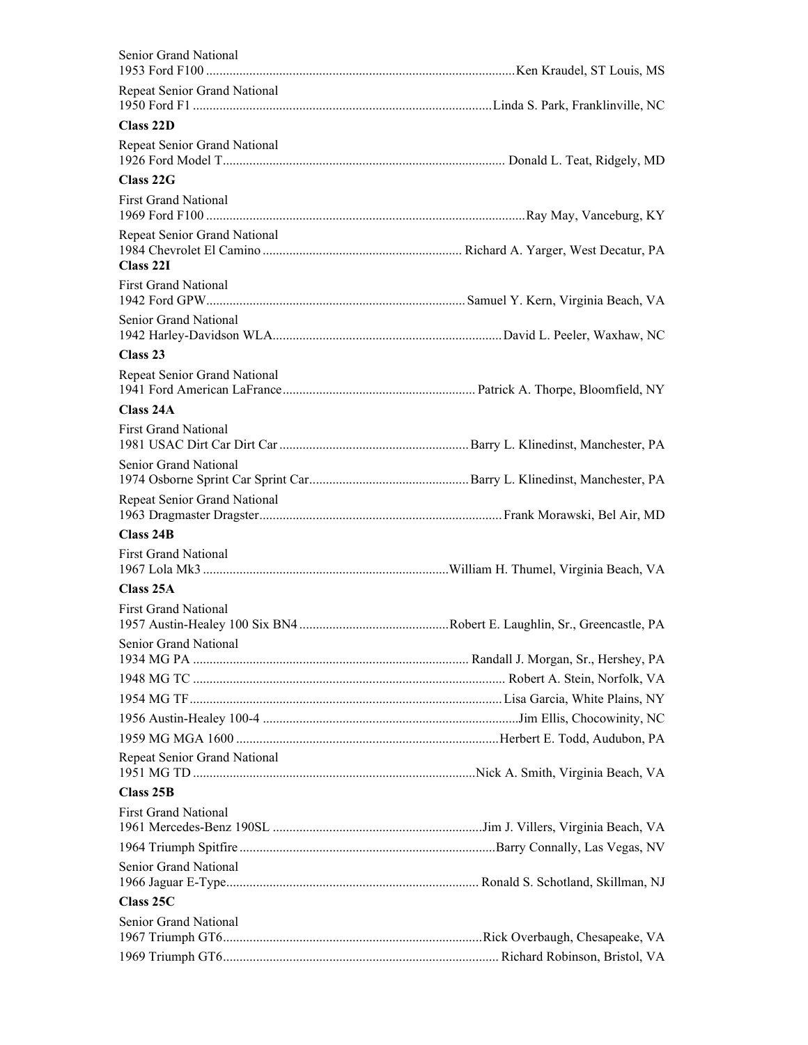Senior Grand National

1953 Ford F100 ........................................................................................... Ken Kraudel, ST Louis, MS

Repeat Senior Grand National

1950 Ford F1 ........................................................................................ Linda S. Park, Franklinville, NC

**Class 22D**

Repeat Senior Grand National

1926 Ford Model T.................................................................................... Donald L. Teat, Ridgely, MD

**Class 22G**

First Grand National

1969 Ford F100 ............................................................................................ Ray May, Vanceburg, KY

Repeat Senior Grand National

1984 Chevrolet El Camino ........................................................... Richard A. Yarger, West Decatur, PA

**Class 22I**

First Grand National

1942 Ford GPW............................................................................ Samuel Y. Kern, Virginia Beach, VA

Senior Grand National

1942 Harley-Davidson WLA.................................................................... David L. Peeler, Waxhaw, NC

**Class 23**

Repeat Senior Grand National

1941 Ford American LaFrance......................................................... Patrick A. Thorpe, Bloomfield, NY

**Class 24A**

First Grand National

1981 USAC Dirt Car Dirt Car ....................................................... Barry L. Klinedinst, Manchester, PA

Senior Grand National

1974 Osborne Sprint Car Sprint Car............................................... Barry L. Klinedinst, Manchester, PA

Repeat Senior Grand National

1963 Dragmaster Dragster........................................................................ Frank Morawski, Bel Air, MD

**Class 24B**

First Grand National

1967 Lola Mk3 ........................................................................ William H. Thumel, Virginia Beach, VA

**Class 25A**

First Grand National

1957 Austin-Healey 100 Six BN4 ............................................ Robert E. Laughlin, Sr., Greencastle, PA

Senior Grand National

1934 MG PA .................................................................................. Randall J. Morgan, Sr., Hershey, PA

1948 MG TC ............................................................................................ Robert A. Stein, Norfolk, VA

1954 MG TF............................................................................................ Lisa Garcia, White Plains, NY

1956 Austin-Healey 100-4 ............................................................................ Jim Ellis, Chocowinity, NC

1959 MG MGA 1600 ............................................................................... Herbert E. Todd, Audubon, PA

Repeat Senior Grand National

1951 MG TD ................................................................................... Nick A. Smith, Virginia Beach, VA

**Class 25B**

First Grand National

1961 Mercedes-Benz 190SL .............................................................. Jim J. Villers, Virginia Beach, VA

1964 Triumph Spitfire ............................................................................ Barry Connally, Las Vegas, NV

Senior Grand National

1966 Jaguar E-Type........................................................................... Ronald S. Schotland, Skillman, NJ

**Class 25C**

Senior Grand National

1967 Triumph GT6............................................................................ Rick Overbaugh, Chesapeake, VA

1969 Triumph GT6.................................................................................. Richard Robinson, Bristol, VA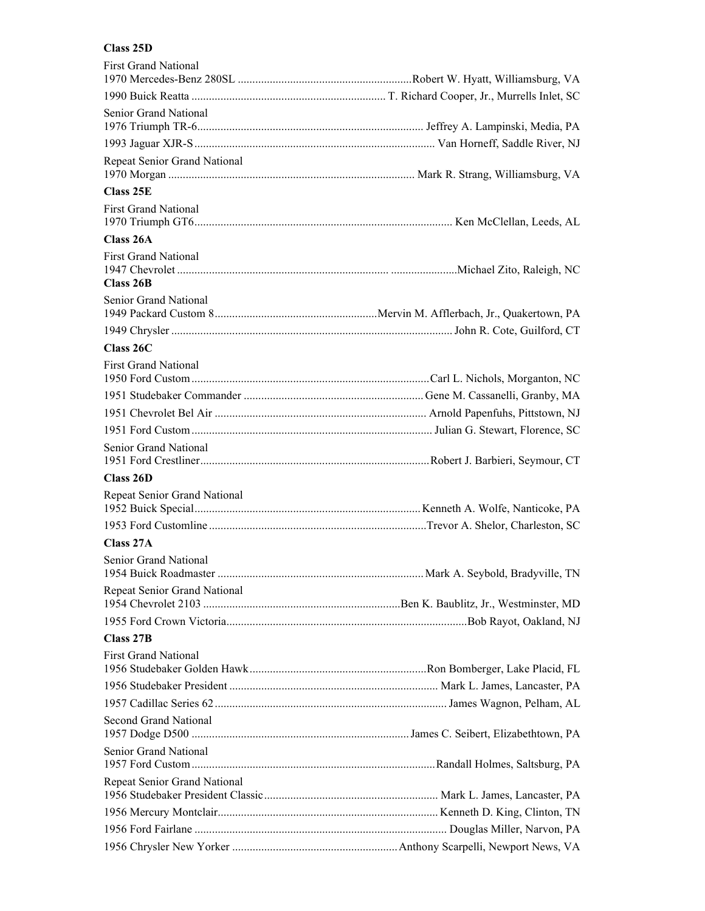**Class 25D**

First Grand National

1970 Mercedes-Benz 280SL ............................................................Robert W. Hyatt, Williamsburg, VA

1990 Buick Reatta .................................................................. T. Richard Cooper, Jr., Murrells Inlet, SC

Senior Grand National

1976 Triumph TR-6............................................................................ Jeffrey A. Lampinski, Media, PA

1993 Jaguar XJR-S................................................................................. Van Horneff, Saddle River, NJ

Repeat Senior Grand National

1970 Morgan .................................................................................... Mark R. Strang, Williamsburg, VA

**Class 25E**

First Grand National

1970 Triumph GT6........................................................................................ Ken McClellan, Leeds, AL

**Class 26A**

First Grand National

1947 Chevrolet ............................................................................. .......................Michael Zito, Raleigh, NC

**Class 26B**

Senior Grand National

1949 Packard Custom 8.......................................................Mervin M. Afflerbach, Jr., Quakertown, PA

1949 Chrysler ................................................................................................ John R. Cote, Guilford, CT

**Class 26C**

First Grand National

1950 Ford Custom .................................................................................Carl L. Nichols, Morganton, NC

1951 Studebaker Commander .............................................................Gene M. Cassanelli, Granby, MA

1951 Chevrolet Bel Air ........................................................................ Arnold Papenfuhs, Pittstown, NJ

1951 Ford Custom .................................................................................. Julian G. Stewart, Florence, SC

Senior Grand National

1951 Ford Crestliner..............................................................................Robert J. Barbieri, Seymour, CT

**Class 26D**

Repeat Senior Grand National

1952 Buick Special.............................................................................Kenneth A. Wolfe, Nanticoke, PA

1953 Ford Customline ...........................................................................Trevor A. Shelor, Charleston, SC

**Class 27A**

Senior Grand National

1954 Buick Roadmaster ......................................................................Mark A. Seybold, Bradyville, TN

Repeat Senior Grand National

1954 Chevrolet 2103 ...................................................................Ben K. Baublitz, Jr., Westminster, MD

1955 Ford Crown Victoria..................................................................................Bob Rayot, Oakland, NJ

**Class 27B**

First Grand National

1956 Studebaker Golden Hawk.............................................................Ron Bomberger, Lake Placid, FL

1956 Studebaker President ....................................................................... Mark L. James, Lancaster, PA

1957 Cadillac Series 62 ............................................................................... James Wagnon, Pelham, AL

Second Grand National

1957 Dodge D500 ...........................................................................James C. Seibert, Elizabethtown, PA

Senior Grand National

1957 Ford Custom ...................................................................................Randall Holmes, Saltsburg, PA

Repeat Senior Grand National

1956 Studebaker President Classic........................................................... Mark L. James, Lancaster, PA

1956 Mercury Montclair...........................................................................Kenneth D. King, Clinton, TN

1956 Ford Fairlane ...................................................................................... Douglas Miller, Narvon, PA

1956 Chrysler New Yorker .........................................................Anthony Scarpelli, Newport News, VA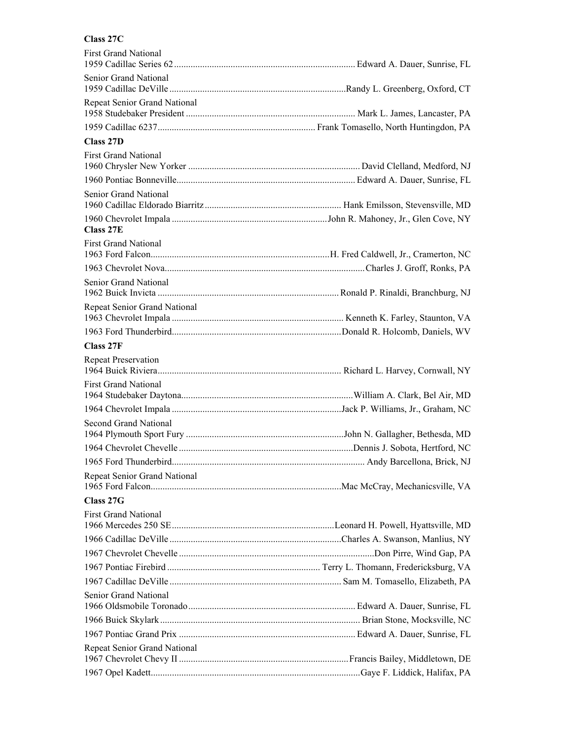**Class 27C**

First Grand National
1959 Cadillac Series 62 ............................................................................ Edward A. Dauer, Sunrise, FL

Senior Grand National
1959 Cadillac DeVille ..........................................................................Randy L. Greenberg, Oxford, CT

Repeat Senior Grand National
1958 Studebaker President ....................................................................... Mark L. James, Lancaster, PA
1959 Cadillac 6237.................................................................. Frank Tomasello, North Huntingdon, PA

**Class 27D**

First Grand National
1960 Chrysler New Yorker ........................................................................ David Clelland, Medford, NJ
1960 Pontiac Bonneville........................................................................... Edward A. Dauer, Sunrise, FL

Senior Grand National
1960 Cadillac Eldorado Biarritz ......................................................... Hank Emilsson, Stevensville, MD
1960 Chevrolet Impala .................................................................John R. Mahoney, Jr., Glen Cove, NY

**Class 27E**

First Grand National
1963 Ford Falcon...........................................................................H. Fred Caldwell, Jr., Cramerton, NC
1963 Chevrolet Nova....................................................................................Charles J. Groff, Ronks, PA

Senior Grand National
1962 Buick Invicta ............................................................................ Ronald P. Rinaldi, Branchburg, NJ

Repeat Senior Grand National
1963 Chevrolet Impala ........................................................................ Kenneth K. Farley, Staunton, VA
1963 Ford Thunderbird.......................................................................Donald R. Holcomb, Daniels, WV

**Class 27F**

Repeat Preservation
1964 Buick Riviera............................................................................. Richard L. Harvey, Cornwall, NY

First Grand National
1964 Studebaker Daytona........................................................................William A. Clark, Bel Air, MD
1964 Chevrolet Impala .......................................................................Jack P. Williams, Jr., Graham, NC

Second Grand National
1964 Plymouth Sport Fury ..................................................................John N. Gallagher, Bethesda, MD
1964 Chevrolet Chevelle .........................................................................Dennis J. Sobota, Hertford, NC
1965 Ford Thunderbird................................................................................ Andy Barcellona, Brick, NJ

Repeat Senior Grand National
1965 Ford Falcon................................................................................Mac McCray, Mechanicsville, VA

**Class 27G**

First Grand National
1966 Mercedes 250 SE....................................................................Leonard H. Powell, Hyattsville, MD
1966 Cadillac DeVille ........................................................................Charles A. Swanson, Manlius, NY
1967 Chevrolet Chevelle ..................................................................................Don Pirre, Wind Gap, PA
1967 Pontiac Firebird ................................................................ Terry L. Thomann, Fredericksburg, VA
1967 Cadillac DeVille ........................................................................ Sam M. Tomasello, Elizabeth, PA

Senior Grand National
1966 Oldsmobile Toronado...................................................................... Edward A. Dauer, Sunrise, FL
1966 Buick Skylark ................................................................................... Brian Stone, Mocksville, NC
1967 Pontiac Grand Prix .......................................................................... Edward A. Dauer, Sunrise, FL

Repeat Senior Grand National
1967 Chevrolet Chevy II .......................................................................Francis Bailey, Middletown, DE
1967 Opel Kadett........................................................................................Gaye F. Liddick, Halifax, PA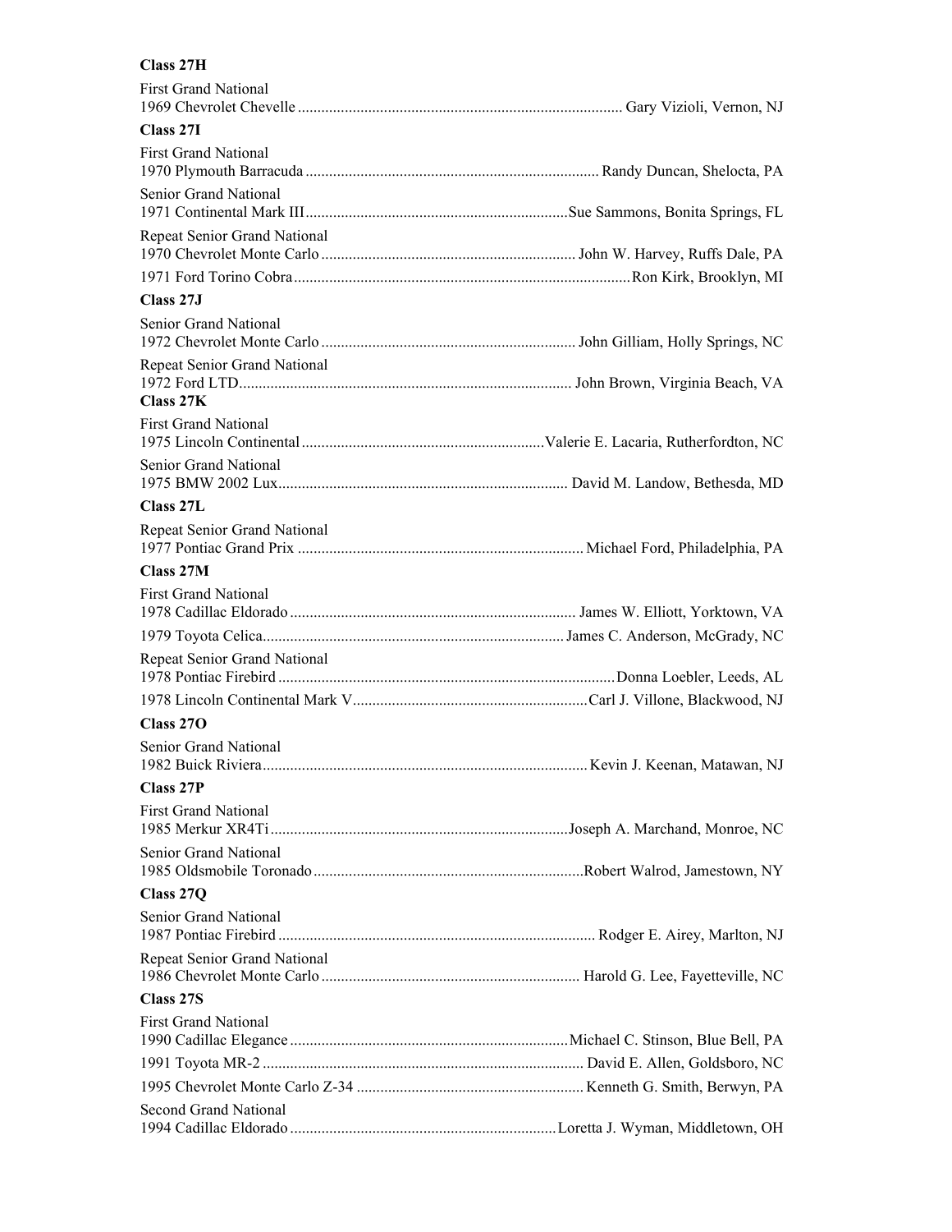**Class 27H**

First Grand National
1969 Chevrolet Chevelle ........ Gary Vizioli, Vernon, NJ

**Class 27I**

First Grand National
1970 Plymouth Barracuda ........ Randy Duncan, Shelocta, PA

Senior Grand National
1971 Continental Mark III ........ Sue Sammons, Bonita Springs, FL

Repeat Senior Grand National
1970 Chevrolet Monte Carlo ........ John W. Harvey, Ruffs Dale, PA
1971 Ford Torino Cobra ........ Ron Kirk, Brooklyn, MI

**Class 27J**

Senior Grand National
1972 Chevrolet Monte Carlo ........ John Gilliam, Holly Springs, NC

Repeat Senior Grand National
1972 Ford LTD ........ John Brown, Virginia Beach, VA

**Class 27K**

First Grand National
1975 Lincoln Continental ........ Valerie E. Lacaria, Rutherfordton, NC

Senior Grand National
1975 BMW 2002 Lux ........ David M. Landow, Bethesda, MD

**Class 27L**

Repeat Senior Grand National
1977 Pontiac Grand Prix ........ Michael Ford, Philadelphia, PA

**Class 27M**

First Grand National
1978 Cadillac Eldorado ........ James W. Elliott, Yorktown, VA
1979 Toyota Celica ........ James C. Anderson, McGrady, NC

Repeat Senior Grand National
1978 Pontiac Firebird ........ Donna Loebler, Leeds, AL
1978 Lincoln Continental Mark V ........ Carl J. Villone, Blackwood, NJ

**Class 27O**

Senior Grand National
1982 Buick Riviera ........ Kevin J. Keenan, Matawan, NJ

**Class 27P**

First Grand National
1985 Merkur XR4Ti ........ Joseph A. Marchand, Monroe, NC

Senior Grand National
1985 Oldsmobile Toronado ........ Robert Walrod, Jamestown, NY

**Class 27Q**

Senior Grand National
1987 Pontiac Firebird ........ Rodger E. Airey, Marlton, NJ

Repeat Senior Grand National
1986 Chevrolet Monte Carlo ........ Harold G. Lee, Fayetteville, NC

**Class 27S**

First Grand National
1990 Cadillac Elegance ........ Michael C. Stinson, Blue Bell, PA
1991 Toyota MR-2 ........ David E. Allen, Goldsboro, NC
1995 Chevrolet Monte Carlo Z-34 ........ Kenneth G. Smith, Berwyn, PA

Second Grand National
1994 Cadillac Eldorado ........ Loretta J. Wyman, Middletown, OH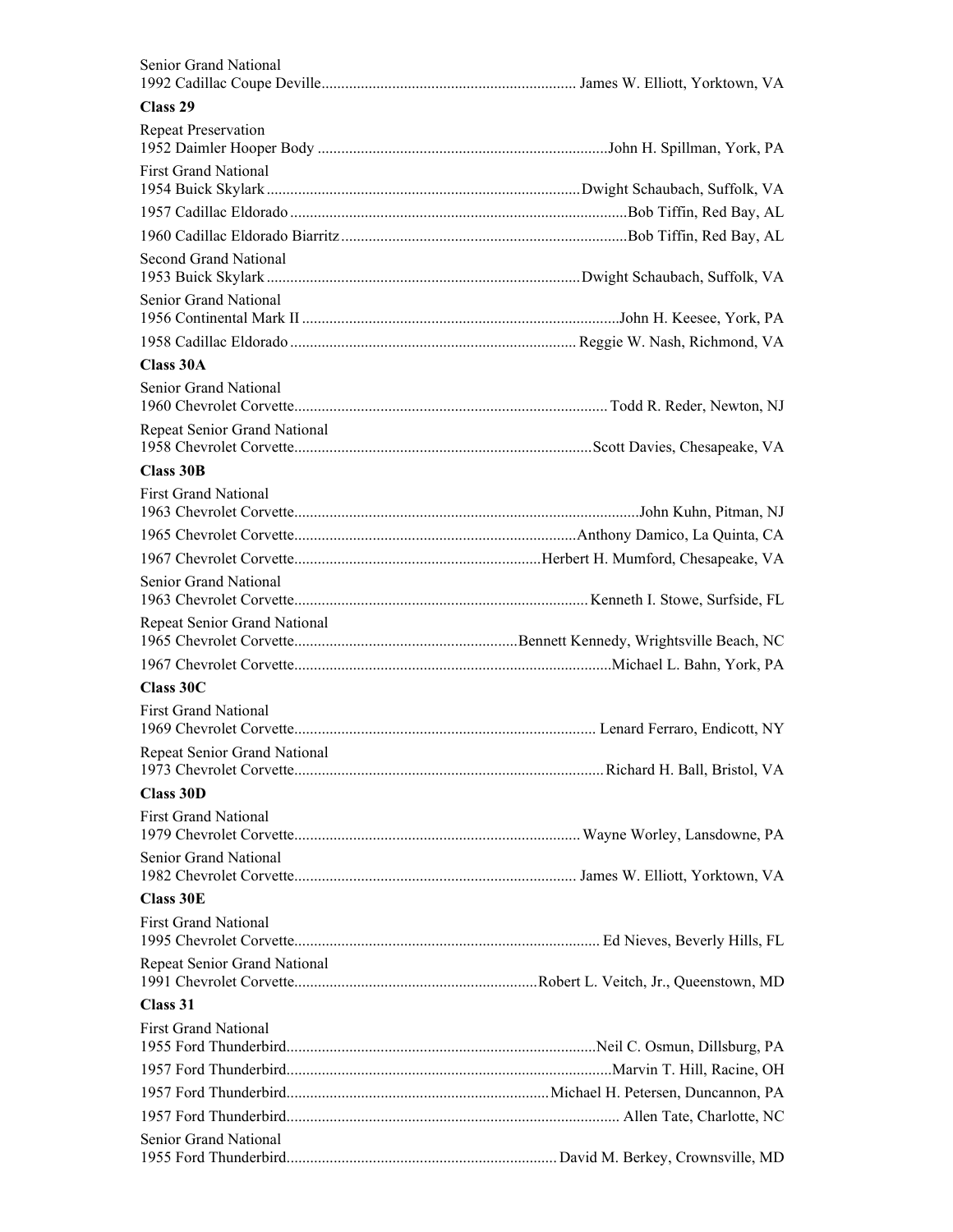Senior Grand National
1992 Cadillac Coupe Deville................................................................ James W. Elliott, Yorktown, VA

**Class 29**

Repeat Preservation
1952 Daimler Hooper Body .........................................................................John H. Spillman, York, PA

First Grand National
1954 Buick Skylark ...............................................................................Dwight Schaubach, Suffolk, VA

1957 Cadillac Eldorado ....................................................................................Bob Tiffin, Red Bay, AL

1960 Cadillac Eldorado Biarritz.......................................................................Bob Tiffin, Red Bay, AL

Second Grand National
1953 Buick Skylark ...............................................................................Dwight Schaubach, Suffolk, VA

Senior Grand National
1956 Continental Mark II ................................................................................John H. Keesee, York, PA

1958 Cadillac Eldorado ........................................................................ Reggie W. Nash, Richmond, VA

**Class 30A**

Senior Grand National
1960 Chevrolet Corvette.............................................................................. Todd R. Reder, Newton, NJ

Repeat Senior Grand National
1958 Chevrolet Corvette...........................................................................Scott Davies, Chesapeake, VA

**Class 30B**

First Grand National
1963 Chevrolet Corvette.......................................................................................John Kuhn, Pitman, NJ

1965 Chevrolet Corvette.......................................................................Anthony Damico, La Quinta, CA

1967 Chevrolet Corvette..............................................................Herbert H. Mumford, Chesapeake, VA

Senior Grand National
1963 Chevrolet Corvette.......................................................................... Kenneth I. Stowe, Surfside, FL

Repeat Senior Grand National
1965 Chevrolet Corvette........................................................Bennett Kennedy, Wrightsville Beach, NC

1967 Chevrolet Corvette................................................................................Michael L. Bahn, York, PA

**Class 30C**

First Grand National
1969 Chevrolet Corvette............................................................................ Lenard Ferraro, Endicott, NY

Repeat Senior Grand National
1973 Chevrolet Corvette.............................................................................Richard H. Ball, Bristol, VA

**Class 30D**

First Grand National
1979 Chevrolet Corvette........................................................................ Wayne Worley, Lansdowne, PA

Senior Grand National
1982 Chevrolet Corvette....................................................................... James W. Elliott, Yorktown, VA

**Class 30E**

First Grand National
1995 Chevrolet Corvette............................................................................. Ed Nieves, Beverly Hills, FL

Repeat Senior Grand National
1991 Chevrolet Corvette.............................................................Robert L. Veitch, Jr., Queenstown, MD

**Class 31**

First Grand National
1955 Ford Thunderbird.............................................................................Neil C. Osmun, Dillsburg, PA

1957 Ford Thunderbird.................................................................................Marvin T. Hill, Racine, OH

1957 Ford Thunderbird.................................................................Michael H. Petersen, Duncannon, PA

1957 Ford Thunderbird................................................................................... Allen Tate, Charlotte, NC

Senior Grand National
1955 Ford Thunderbird.................................................................... David M. Berkey, Crownsville, MD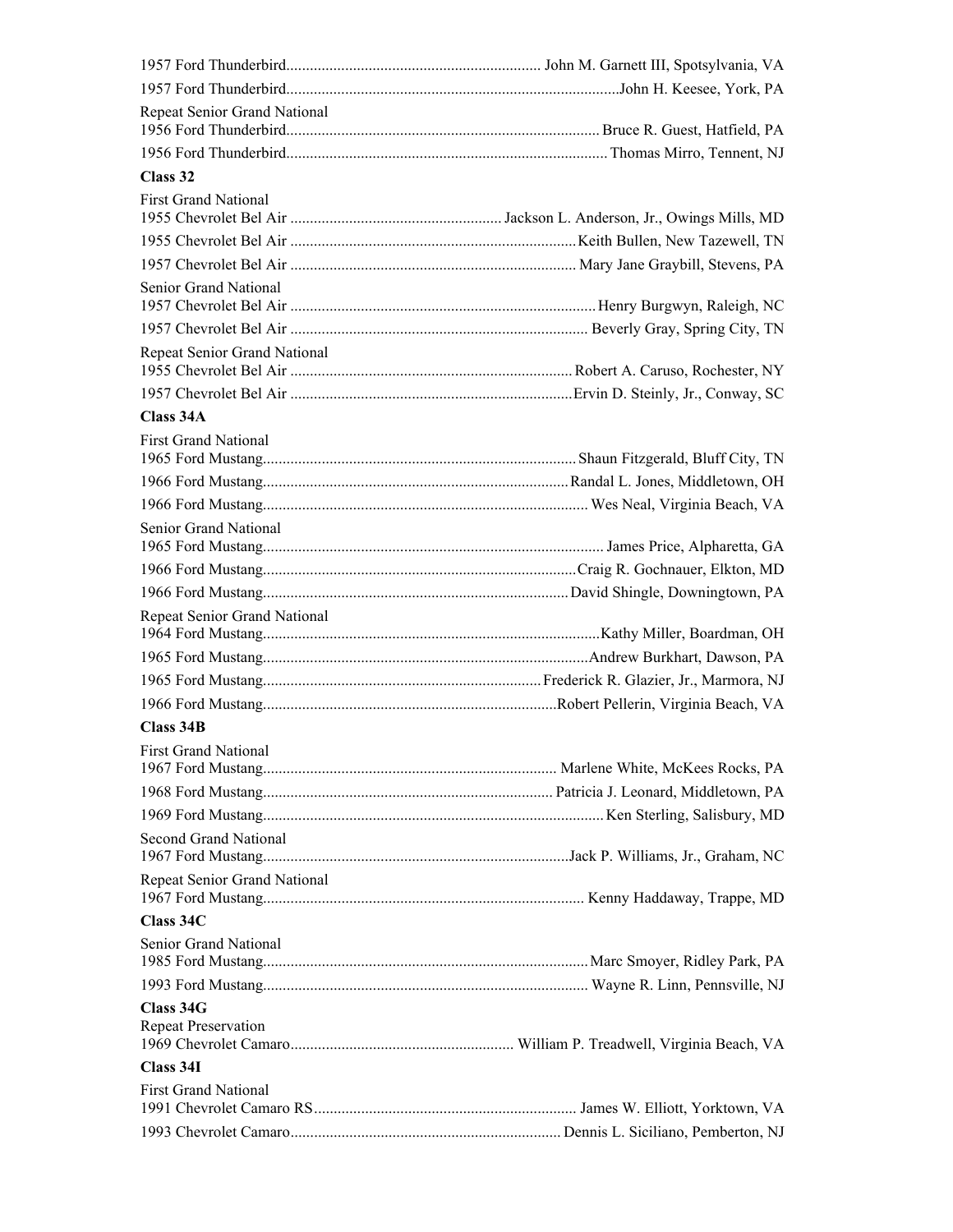1957 Ford Thunderbird................................................................ John M. Garnett III, Spotsylvania, VA

1957 Ford Thunderbird....................................................................................John H. Keesee, York, PA

Repeat Senior Grand National
1956 Ford Thunderbird............................................................................... Bruce R. Guest, Hatfield, PA

1956 Ford Thunderbird................................................................................. Thomas Mirro, Tennent, NJ

**Class 32**

First Grand National
1955 Chevrolet Bel Air ..................................................... Jackson L. Anderson, Jr., Owings Mills, MD

1955 Chevrolet Bel Air ........................................................................ Keith Bullen, New Tazewell, TN

1957 Chevrolet Bel Air ........................................................................ Mary Jane Graybill, Stevens, PA

Senior Grand National
1957 Chevrolet Bel Air ............................................................................. Henry Burgwyn, Raleigh, NC

1957 Chevrolet Bel Air ........................................................................... Beverly Gray, Spring City, TN

Repeat Senior Grand National
1955 Chevrolet Bel Air ....................................................................... Robert A. Caruso, Rochester, NY

1957 Chevrolet Bel Air .......................................................................Ervin D. Steinly, Jr., Conway, SC

**Class 34A**

First Grand National
1965 Ford Mustang............................................................................... Shaun Fitzgerald, Bluff City, TN

1966 Ford Mustang............................................................................. Randal L. Jones, Middletown, OH

1966 Ford Mustang.................................................................................. Wes Neal, Virginia Beach, VA

Senior Grand National
1965 Ford Mustang...................................................................................... James Price, Alpharetta, GA

1966 Ford Mustang...............................................................................Craig R. Gochnauer, Elkton, MD

1966 Ford Mustang............................................................................. David Shingle, Downingtown, PA

Repeat Senior Grand National
1964 Ford Mustang....................................................................................Kathy Miller, Boardman, OH

1965 Ford Mustang..................................................................................Andrew Burkhart, Dawson, PA

1965 Ford Mustang...................................................................... Frederick R. Glazier, Jr., Marmora, NJ

1966 Ford Mustang..........................................................................Robert Pellerin, Virginia Beach, VA

**Class 34B**

First Grand National
1967 Ford Mustang.......................................................................... Marlene White, McKees Rocks, PA

1968 Ford Mustang......................................................................... Patricia J. Leonard, Middletown, PA

1969 Ford Mustang..................................................................................... Ken Sterling, Salisbury, MD

Second Grand National
1967 Ford Mustang.............................................................................Jack P. Williams, Jr., Graham, NC

Repeat Senior Grand National
1967 Ford Mustang................................................................................. Kenny Haddaway, Trappe, MD

**Class 34C**

Senior Grand National
1985 Ford Mustang.................................................................................. Marc Smoyer, Ridley Park, PA

1993 Ford Mustang.................................................................................. Wayne R. Linn, Pennsville, NJ

**Class 34G**

Repeat Preservation
1969 Chevrolet Camaro......................................................... William P. Treadwell, Virginia Beach, VA

**Class 34I**

First Grand National
1991 Chevrolet Camaro RS................................................................... James W. Elliott, Yorktown, VA

1993 Chevrolet Camaro.................................................................... Dennis L. Siciliano, Pemberton, NJ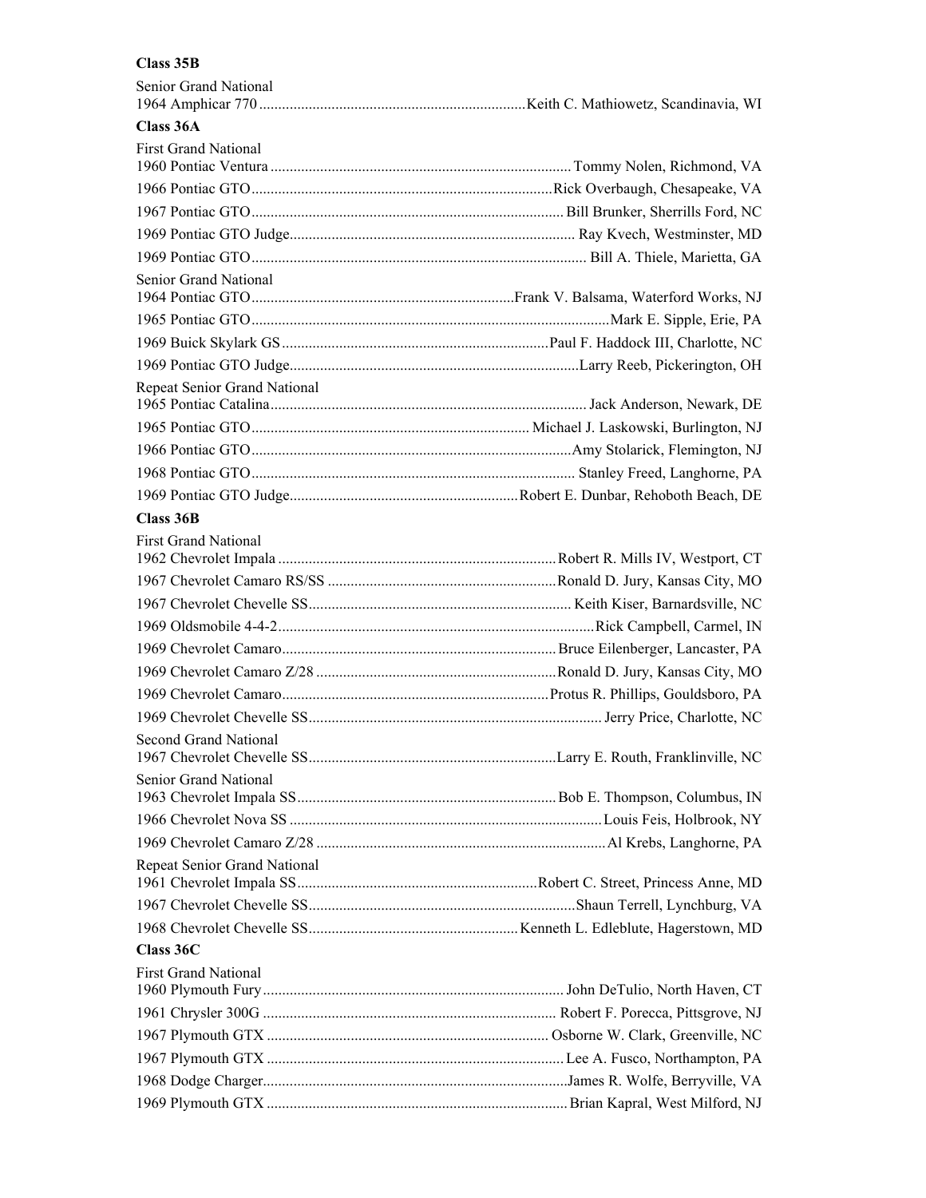**Class 35B**

Senior Grand National

1964 Amphicar 770 ..................................................................... Keith C. Mathiowetz, Scandinavia, WI

**Class 36A**

First Grand National

1960 Pontiac Ventura .............................................................................. Tommy Nolen, Richmond, VA

1966 Pontiac GTO .............................................................................. Rick Overbaugh, Chesapeake, VA

1967 Pontiac GTO .............................................................................. Bill Brunker, Sherrills Ford, NC

1969 Pontiac GTO Judge .......................................................................... Ray Kvech, Westminster, MD

1969 Pontiac GTO .............................................................................. Bill A. Thiele, Marietta, GA

Senior Grand National

1964 Pontiac GTO .................................................................... Frank V. Balsama, Waterford Works, NJ

1965 Pontiac GTO .............................................................................. Mark E. Sipple, Erie, PA

1969 Buick Skylark GS ..................................................................... Paul F. Haddock III, Charlotte, NC

1969 Pontiac GTO Judge .......................................................................... Larry Reeb, Pickerington, OH

Repeat Senior Grand National

1965 Pontiac Catalina .............................................................................. Jack Anderson, Newark, DE

1965 Pontiac GTO ....................................................................... Michael J. Laskowski, Burlington, NJ

1966 Pontiac GTO .............................................................................. Amy Stolarick, Flemington, NJ

1968 Pontiac GTO .............................................................................. Stanley Freed, Langhorne, PA

1969 Pontiac GTO Judge ........................................................... Robert E. Dunbar, Rehoboth Beach, DE

**Class 36B**

First Grand National

1962 Chevrolet Impala ........................................................................ Robert R. Mills IV, Westport, CT

1967 Chevrolet Camaro RS/SS ........................................................... Ronald D. Jury, Kansas City, MO

1967 Chevrolet Chevelle SS .................................................................... Keith Kiser, Barnardsville, NC

1969 Oldsmobile 4-4-2 ............................................................................ Rick Campbell, Carmel, IN

1969 Chevrolet Camaro ...................................................................... Bruce Eilenberger, Lancaster, PA

1969 Chevrolet Camaro Z/28 .............................................................. Ronald D. Jury, Kansas City, MO

1969 Chevrolet Camaro ..................................................................... Protus R. Phillips, Gouldsboro, PA

1969 Chevrolet Chevelle SS ............................................................................ Jerry Price, Charlotte, NC

Second Grand National

1967 Chevrolet Chevelle SS ................................................................ Larry E. Routh, Franklinville, NC

Senior Grand National

1963 Chevrolet Impala SS ................................................................... Bob E. Thompson, Columbus, IN

1966 Chevrolet Nova SS ................................................................................. Louis Feis, Holbrook, NY

1969 Chevrolet Camaro Z/28 ........................................................................... Al Krebs, Langhorne, PA

Repeat Senior Grand National

1961 Chevrolet Impala SS .............................................................. Robert C. Street, Princess Anne, MD

1967 Chevrolet Chevelle SS ..................................................................... Shaun Terrell, Lynchburg, VA

1968 Chevrolet Chevelle SS ...................................................... Kenneth L. Edleblute, Hagerstown, MD

**Class 36C**

First Grand National

1960 Plymouth Fury .............................................................................. John DeTulio, North Haven, CT

1961 Chrysler 300G ............................................................................ Robert F. Porecca, Pittsgrove, NJ

1967 Plymouth GTX ......................................................................... Osborne W. Clark, Greenville, NC

1967 Plymouth GTX ............................................................................. Lee A. Fusco, Northampton, PA

1968 Dodge Charger ............................................................................... James R. Wolfe, Berryville, VA

1969 Plymouth GTX .............................................................................. Brian Kapral, West Milford, NJ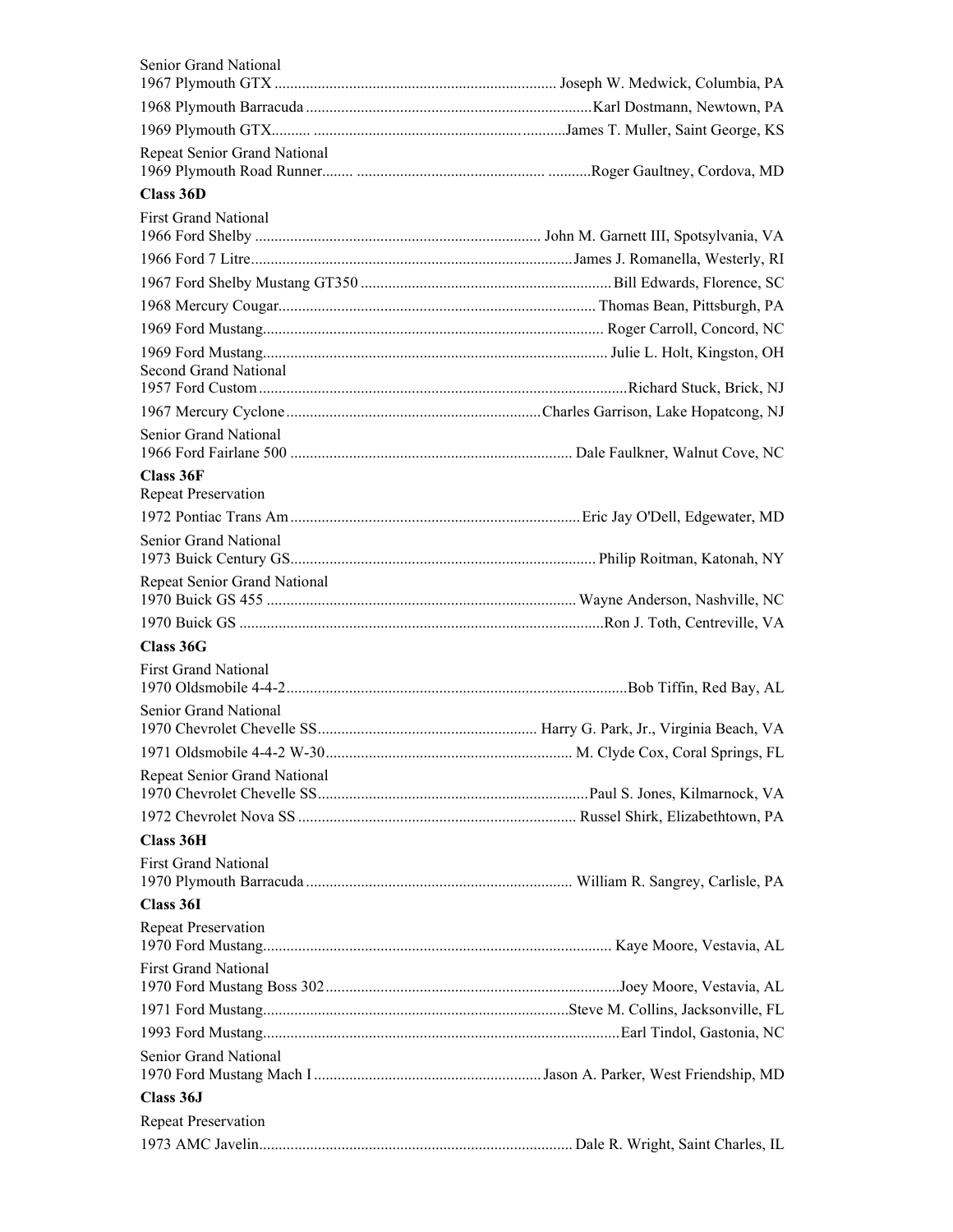Senior Grand National

1967 Plymouth GTX ........................................................................ Joseph W. Medwick, Columbia, PA

1968 Plymouth Barracuda .........................................................................Karl Dostmann, Newtown, PA

1969 Plymouth GTX.......... ...............................................................James T. Muller, Saint George, KS

Repeat Senior Grand National

1969 Plymouth Road Runner........ ............................................. ...........Roger Gaultney, Cordova, MD

**Class 36D**

First Grand National

1966 Ford Shelby ........................................................................ John M. Garnett III, Spotsylvania, VA

1966 Ford 7 Litre..................................................................................James J. Romanella, Westerly, RI

1967 Ford Shelby Mustang GT350 ................................................................Bill Edwards, Florence, SC

1968 Mercury Cougar................................................................................ Thomas Bean, Pittsburgh, PA

1969 Ford Mustang....................................................................................... Roger Carroll, Concord, NC

1969 Ford Mustang........................................................................................ Julie L. Holt, Kingston, OH

Second Grand National

1957 Ford Custom.............................................................................................Richard Stuck, Brick, NJ

1967 Mercury Cyclone.................................................................Charles Garrison, Lake Hopatcong, NJ

Senior Grand National

1966 Ford Fairlane 500 ....................................................................... Dale Faulkner, Walnut Cove, NC

**Class 36F**

Repeat Preservation

1972 Pontiac Trans Am.........................................................................Eric Jay O'Dell, Edgewater, MD

Senior Grand National

1973 Buick Century GS............................................................................. Philip Roitman, Katonah, NY

Repeat Senior Grand National

1970 Buick GS 455 .............................................................................. Wayne Anderson, Nashville, NC

1970 Buick GS ............................................................................................Ron J. Toth, Centreville, VA

**Class 36G**

First Grand National

1970 Oldsmobile 4-4-2......................................................................................Bob Tiffin, Red Bay, AL

Senior Grand National

1970 Chevrolet Chevelle SS....................................................... Harry G. Park, Jr., Virginia Beach, VA

1971 Oldsmobile 4-4-2 W-30.............................................................. M. Clyde Cox, Coral Springs, FL

Repeat Senior Grand National

1970 Chevrolet Chevelle SS....................................................................Paul S. Jones, Kilmarnock, VA

1972 Chevrolet Nova SS ...................................................................... Russel Shirk, Elizabethtown, PA

**Class 36H**

First Grand National

1970 Plymouth Barracuda ................................................................... William R. Sangrey, Carlisle, PA

**Class 36I**

Repeat Preservation

1970 Ford Mustang......................................................................................... Kaye Moore, Vestavia, AL

First Grand National

1970 Ford Mustang Boss 302..........................................................................Joey Moore, Vestavia, AL

1971 Ford Mustang............................................................................Steve M. Collins, Jacksonville, FL

1993 Ford Mustang..........................................................................................Earl Tindol, Gastonia, NC

Senior Grand National

1970 Ford Mustang Mach I ..........................................................Jason A. Parker, West Friendship, MD

**Class 36J**

Repeat Preservation

1973 AMC Javelin............................................................................... Dale R. Wright, Saint Charles, IL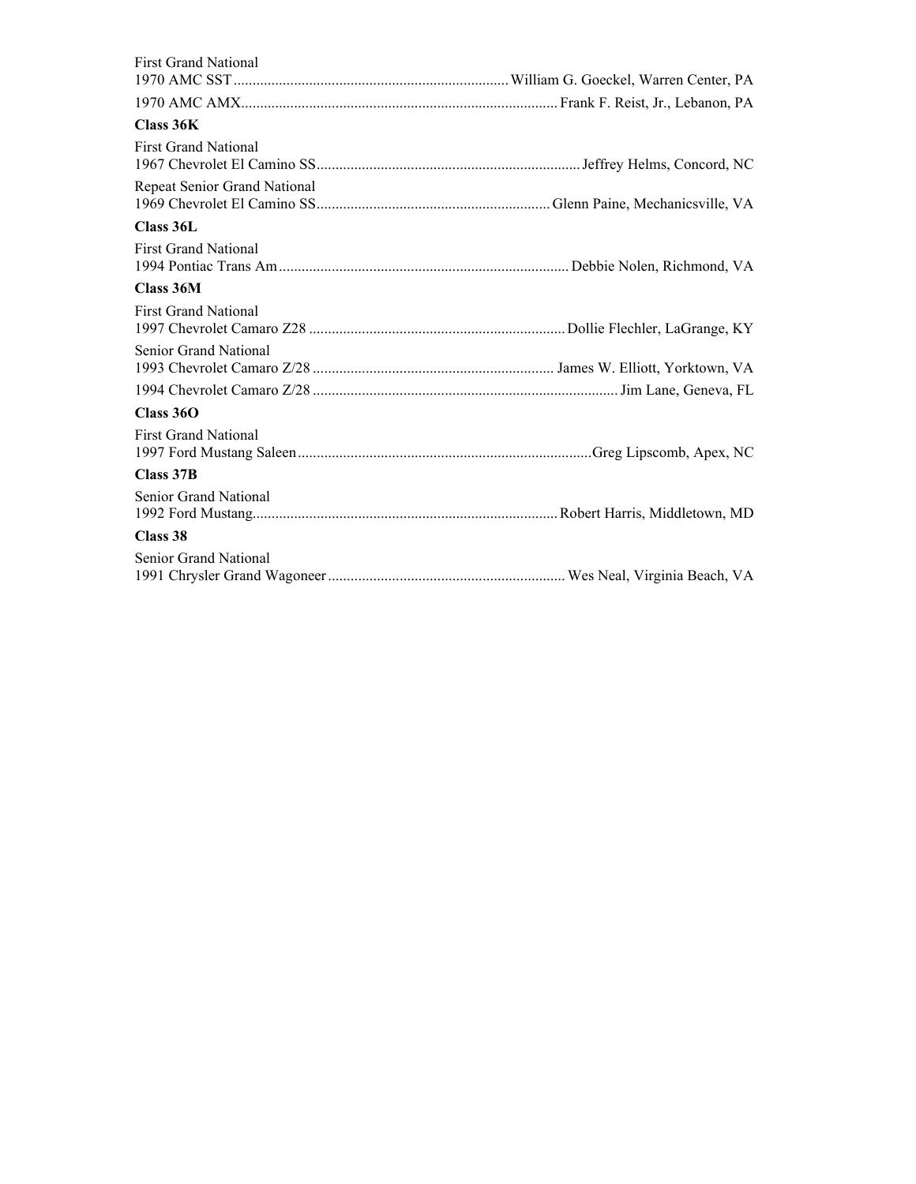First Grand National
1970 AMC SST........................................................................ William G. Goeckel, Warren Center, PA

1970 AMC AMX.................................................................................... Frank F. Reist, Jr., Lebanon, PA

**Class 36K**

First Grand National
1967 Chevrolet El Camino SS...................................................................... Jeffrey Helms, Concord, NC

Repeat Senior Grand National
1969 Chevrolet El Camino SS.............................................................. Glenn Paine, Mechanicsville, VA

**Class 36L**

First Grand National
1994 Pontiac Trans Am............................................................................. Debbie Nolen, Richmond, VA

**Class 36M**

First Grand National
1997 Chevrolet Camaro Z28 .................................................................... Dollie Flechler, LaGrange, KY

Senior Grand National
1993 Chevrolet Camaro Z/28 ................................................................ James W. Elliott, Yorktown, VA

1994 Chevrolet Camaro Z/28 ................................................................................. Jim Lane, Geneva, FL

**Class 36O**

First Grand National
1997 Ford Mustang Saleen.............................................................................Greg Lipscomb, Apex, NC

**Class 37B**

Senior Grand National
1992 Ford Mustang................................................................................. Robert Harris, Middletown, MD

**Class 38**

Senior Grand National
1991 Chrysler Grand Wagoneer ............................................................... Wes Neal, Virginia Beach, VA